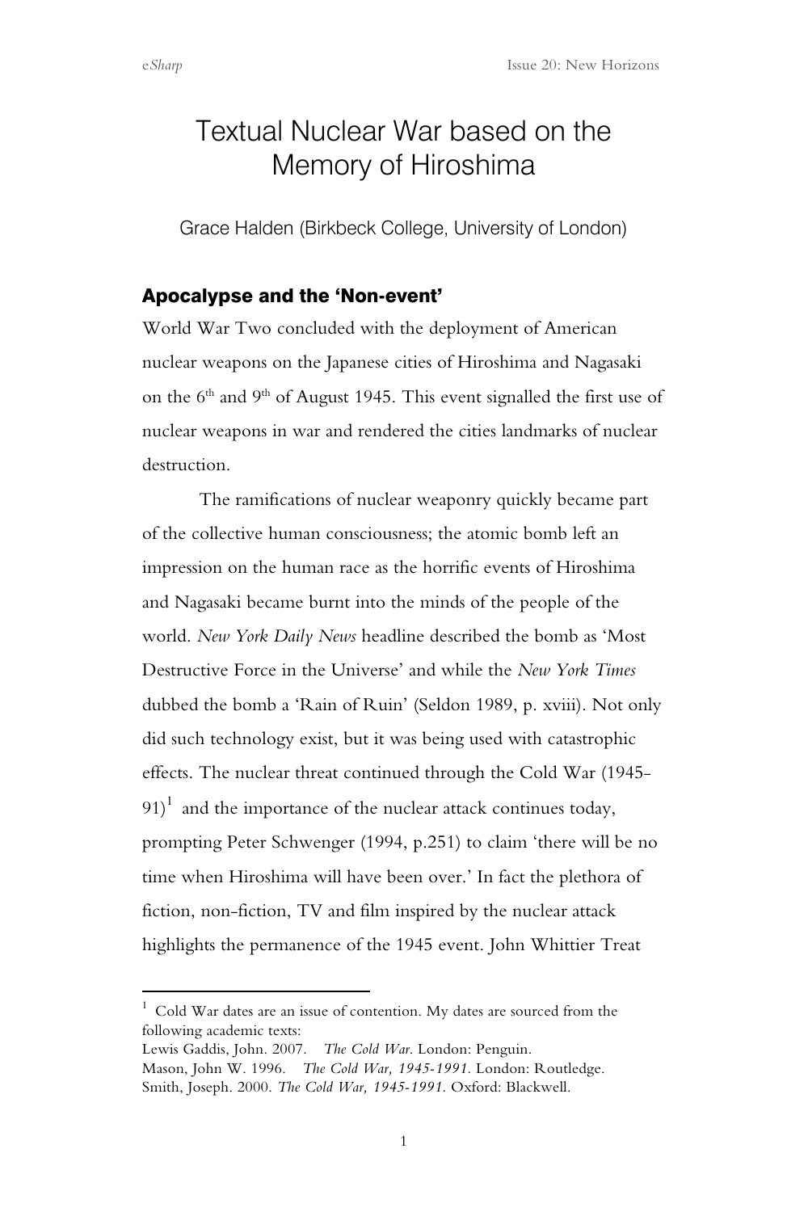# Textual Nuclear War based on the Memory of Hiroshima

Grace Halden (Birkbeck College, University of London)

## Apocalypse and the 'Non-event'

World War Two concluded with the deployment of American nuclear weapons on the Japanese cities of Hiroshima and Nagasaki on the 6th and 9th of August 1945. This event signalled the first use of nuclear weapons in war and rendered the cities landmarks of nuclear destruction.

The ramifications of nuclear weaponry quickly became part of the collective human consciousness; the atomic bomb left an impression on the human race as the horrific events of Hiroshima and Nagasaki became burnt into the minds of the people of the world. *New York Daily News* headline described the bomb as 'Most Destructive Force in the Universe' and while the *New York Times* dubbed the bomb a 'Rain of Ruin' (Seldon 1989, p. xviii). Not only did such technology exist, but it was being used with catastrophic effects. The nuclear threat continued through the Cold War (1945-91)[1] and the importance of the nuclear attack continues today, prompting Peter Schwenger (1994, p.251) to claim 'there will be no time when Hiroshima will have been over.' In fact the plethora of fiction, non-fiction, TV and film inspired by the nuclear attack highlights the permanence of the 1945 event. John Whittier Treat

---

[1] Cold War dates are an issue of contention. My dates are sourced from the following academic texts:
Lewis Gaddis, John. 2007. *The Cold War*. London: Penguin.
Mason, John W. 1996. *The Cold War, 1945-1991*. London: Routledge.
Smith, Joseph. 2000. *The Cold War, 1945-1991*. Oxford: Blackwell.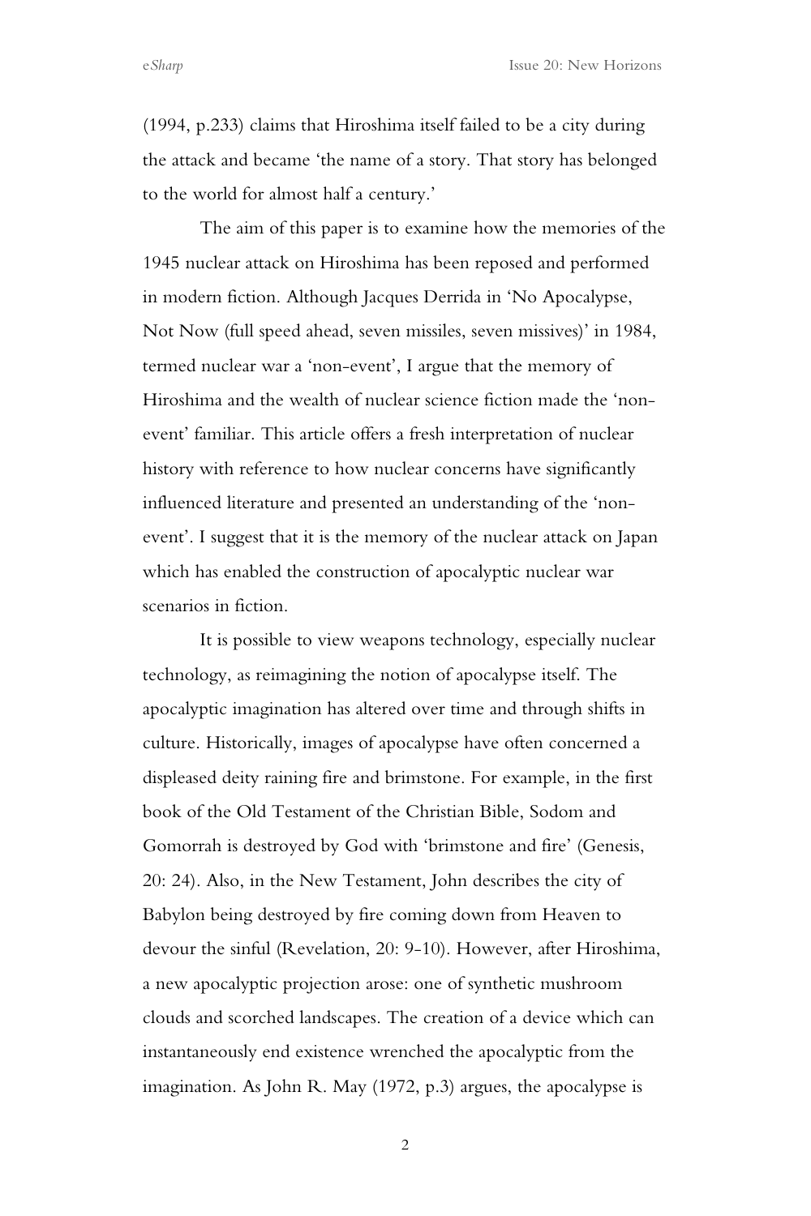(1994, p.233) claims that Hiroshima itself failed to be a city during the attack and became 'the name of a story. That story has belonged to the world for almost half a century.'

The aim of this paper is to examine how the memories of the 1945 nuclear attack on Hiroshima has been reposed and performed in modern fiction. Although Jacques Derrida in 'No Apocalypse, Not Now (full speed ahead, seven missiles, seven missives)' in 1984, termed nuclear war a 'non-event', I argue that the memory of Hiroshima and the wealth of nuclear science fiction made the 'non-event' familiar. This article offers a fresh interpretation of nuclear history with reference to how nuclear concerns have significantly influenced literature and presented an understanding of the 'non-event'. I suggest that it is the memory of the nuclear attack on Japan which has enabled the construction of apocalyptic nuclear war scenarios in fiction.

It is possible to view weapons technology, especially nuclear technology, as reimagining the notion of apocalypse itself. The apocalyptic imagination has altered over time and through shifts in culture. Historically, images of apocalypse have often concerned a displeased deity raining fire and brimstone. For example, in the first book of the Old Testament of the Christian Bible, Sodom and Gomorrah is destroyed by God with 'brimstone and fire' (Genesis, 20: 24). Also, in the New Testament, John describes the city of Babylon being destroyed by fire coming down from Heaven to devour the sinful (Revelation, 20: 9-10). However, after Hiroshima, a new apocalyptic projection arose: one of synthetic mushroom clouds and scorched landscapes. The creation of a device which can instantaneously end existence wrenched the apocalyptic from the imagination. As John R. May (1972, p.3) argues, the apocalypse is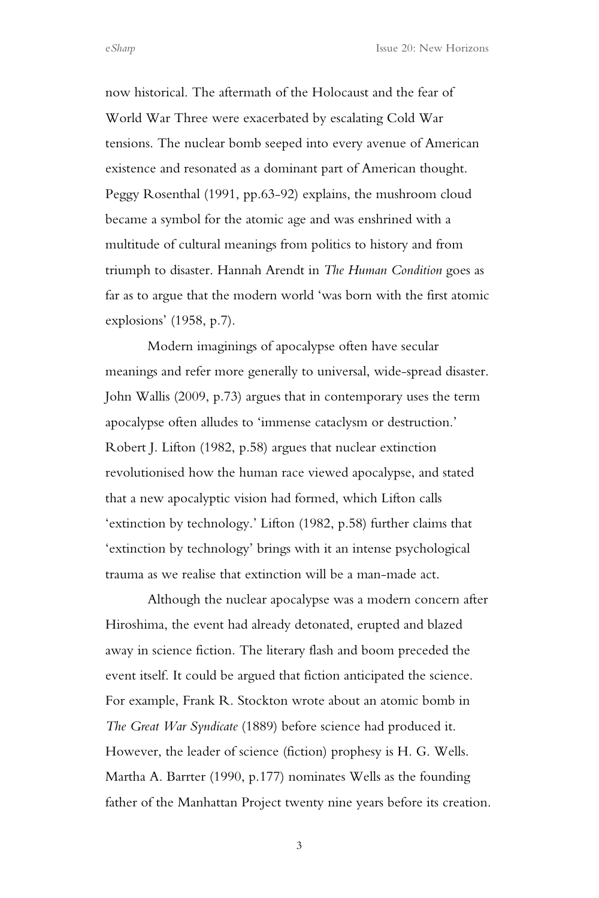now historical. The aftermath of the Holocaust and the fear of World War Three were exacerbated by escalating Cold War tensions. The nuclear bomb seeped into every avenue of American existence and resonated as a dominant part of American thought. Peggy Rosenthal (1991, pp.63-92) explains, the mushroom cloud became a symbol for the atomic age and was enshrined with a multitude of cultural meanings from politics to history and from triumph to disaster. Hannah Arendt in *The Human Condition* goes as far as to argue that the modern world 'was born with the first atomic explosions' (1958, p.7).

Modern imaginings of apocalypse often have secular meanings and refer more generally to universal, wide-spread disaster. John Wallis (2009, p.73) argues that in contemporary uses the term apocalypse often alludes to 'immense cataclysm or destruction.' Robert J. Lifton (1982, p.58) argues that nuclear extinction revolutionised how the human race viewed apocalypse, and stated that a new apocalyptic vision had formed, which Lifton calls 'extinction by technology.' Lifton (1982, p.58) further claims that 'extinction by technology' brings with it an intense psychological trauma as we realise that extinction will be a man-made act.

Although the nuclear apocalypse was a modern concern after Hiroshima, the event had already detonated, erupted and blazed away in science fiction. The literary flash and boom preceded the event itself. It could be argued that fiction anticipated the science. For example, Frank R. Stockton wrote about an atomic bomb in *The Great War Syndicate* (1889) before science had produced it. However, the leader of science (fiction) prophesy is H. G. Wells. Martha A. Barrter (1990, p.177) nominates Wells as the founding father of the Manhattan Project twenty nine years before its creation.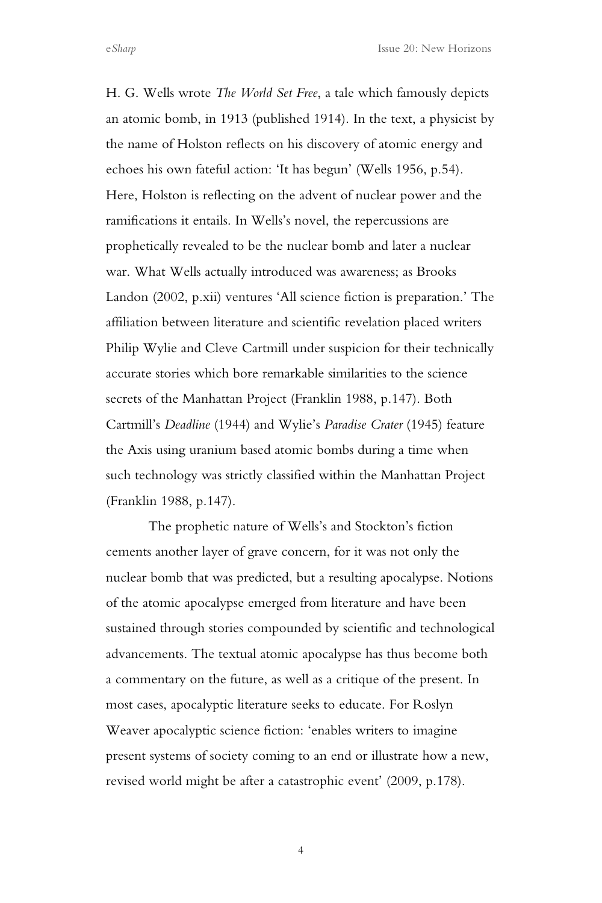H. G. Wells wrote *The World Set Free*, a tale which famously depicts an atomic bomb, in 1913 (published 1914). In the text, a physicist by the name of Holston reflects on his discovery of atomic energy and echoes his own fateful action: 'It has begun' (Wells 1956, p.54). Here, Holston is reflecting on the advent of nuclear power and the ramifications it entails. In Wells's novel, the repercussions are prophetically revealed to be the nuclear bomb and later a nuclear war. What Wells actually introduced was awareness; as Brooks Landon (2002, p.xii) ventures 'All science fiction is preparation.' The affiliation between literature and scientific revelation placed writers Philip Wylie and Cleve Cartmill under suspicion for their technically accurate stories which bore remarkable similarities to the science secrets of the Manhattan Project (Franklin 1988, p.147). Both Cartmill's *Deadline* (1944) and Wylie's *Paradise Crater* (1945) feature the Axis using uranium based atomic bombs during a time when such technology was strictly classified within the Manhattan Project (Franklin 1988, p.147).

The prophetic nature of Wells's and Stockton's fiction cements another layer of grave concern, for it was not only the nuclear bomb that was predicted, but a resulting apocalypse. Notions of the atomic apocalypse emerged from literature and have been sustained through stories compounded by scientific and technological advancements. The textual atomic apocalypse has thus become both a commentary on the future, as well as a critique of the present. In most cases, apocalyptic literature seeks to educate. For Roslyn Weaver apocalyptic science fiction: 'enables writers to imagine present systems of society coming to an end or illustrate how a new, revised world might be after a catastrophic event' (2009, p.178).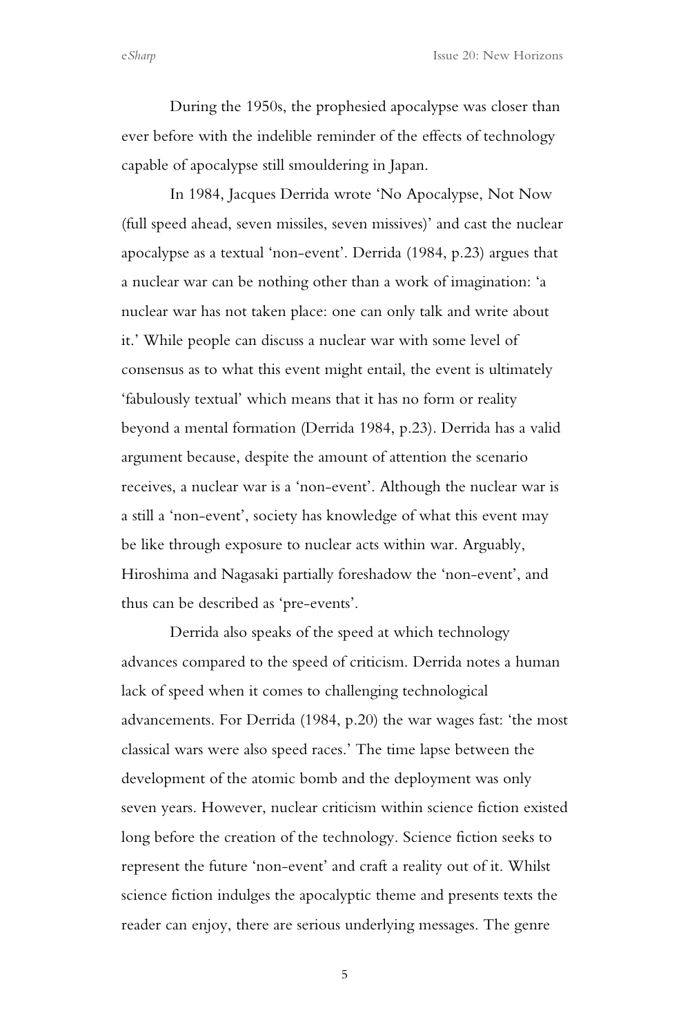During the 1950s, the prophesied apocalypse was closer than ever before with the indelible reminder of the effects of technology capable of apocalypse still smouldering in Japan.

In 1984, Jacques Derrida wrote 'No Apocalypse, Not Now (full speed ahead, seven missiles, seven missives)' and cast the nuclear apocalypse as a textual 'non-event'. Derrida (1984, p.23) argues that a nuclear war can be nothing other than a work of imagination: 'a nuclear war has not taken place: one can only talk and write about it.' While people can discuss a nuclear war with some level of consensus as to what this event might entail, the event is ultimately 'fabulously textual' which means that it has no form or reality beyond a mental formation (Derrida 1984, p.23). Derrida has a valid argument because, despite the amount of attention the scenario receives, a nuclear war is a 'non-event'. Although the nuclear war is a still a 'non-event', society has knowledge of what this event may be like through exposure to nuclear acts within war. Arguably, Hiroshima and Nagasaki partially foreshadow the 'non-event', and thus can be described as 'pre-events'.

Derrida also speaks of the speed at which technology advances compared to the speed of criticism. Derrida notes a human lack of speed when it comes to challenging technological advancements. For Derrida (1984, p.20) the war wages fast: 'the most classical wars were also speed races.' The time lapse between the development of the atomic bomb and the deployment was only seven years. However, nuclear criticism within science fiction existed long before the creation of the technology. Science fiction seeks to represent the future 'non-event' and craft a reality out of it. Whilst science fiction indulges the apocalyptic theme and presents texts the reader can enjoy, there are serious underlying messages. The genre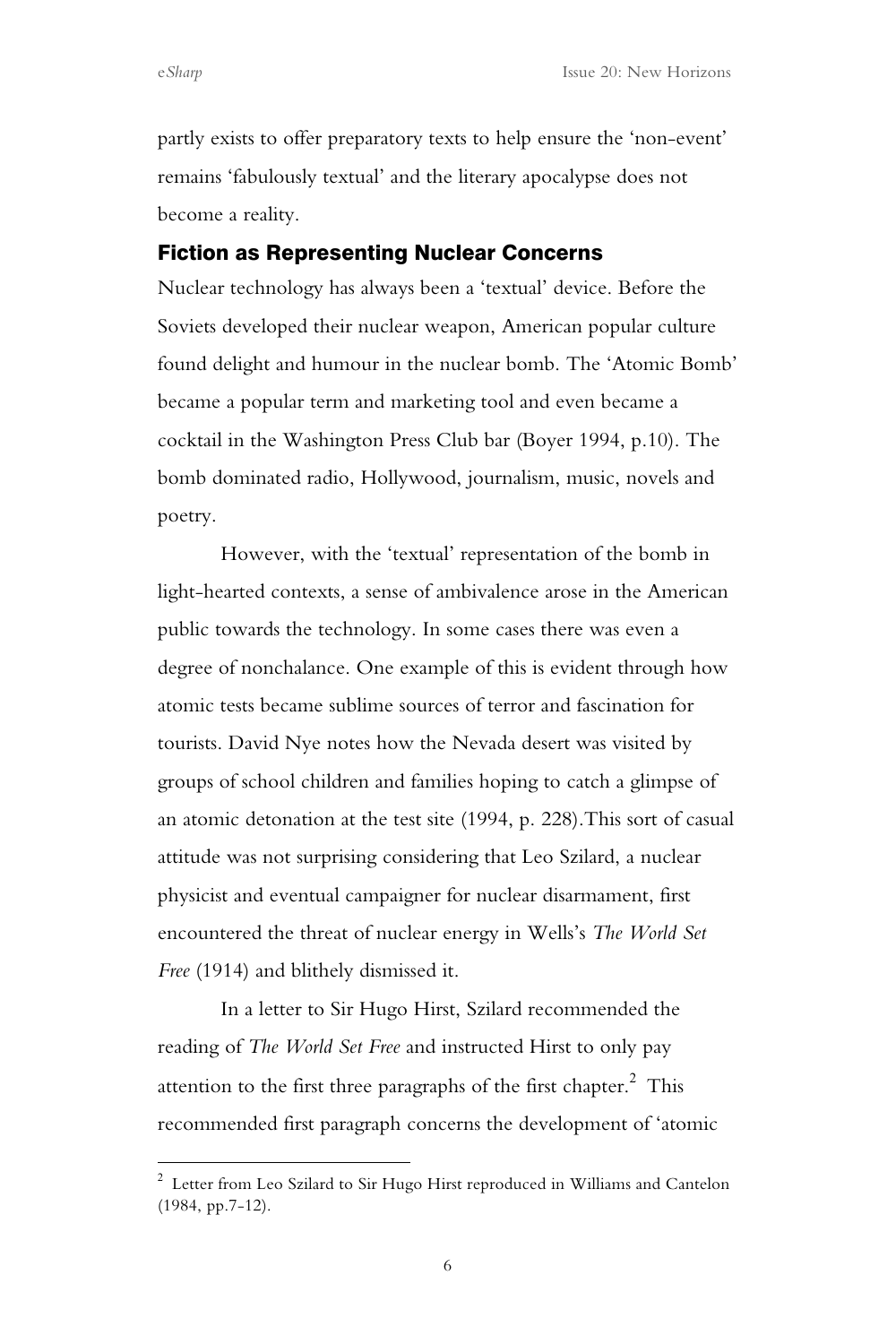partly exists to offer preparatory texts to help ensure the 'non-event' remains 'fabulously textual' and the literary apocalypse does not become a reality.

## Fiction as Representing Nuclear Concerns

Nuclear technology has always been a 'textual' device. Before the Soviets developed their nuclear weapon, American popular culture found delight and humour in the nuclear bomb. The 'Atomic Bomb' became a popular term and marketing tool and even became a cocktail in the Washington Press Club bar (Boyer 1994, p.10). The bomb dominated radio, Hollywood, journalism, music, novels and poetry.

However, with the 'textual' representation of the bomb in light-hearted contexts, a sense of ambivalence arose in the American public towards the technology. In some cases there was even a degree of nonchalance. One example of this is evident through how atomic tests became sublime sources of terror and fascination for tourists. David Nye notes how the Nevada desert was visited by groups of school children and families hoping to catch a glimpse of an atomic detonation at the test site (1994, p. 228).This sort of casual attitude was not surprising considering that Leo Szilard, a nuclear physicist and eventual campaigner for nuclear disarmament, first encountered the threat of nuclear energy in Wells's *The World Set Free* (1914) and blithely dismissed it.

In a letter to Sir Hugo Hirst, Szilard recommended the reading of *The World Set Free* and instructed Hirst to only pay attention to the first three paragraphs of the first chapter.[2] This recommended first paragraph concerns the development of 'atomic

[2] Letter from Leo Szilard to Sir Hugo Hirst reproduced in Williams and Cantelon (1984, pp.7-12).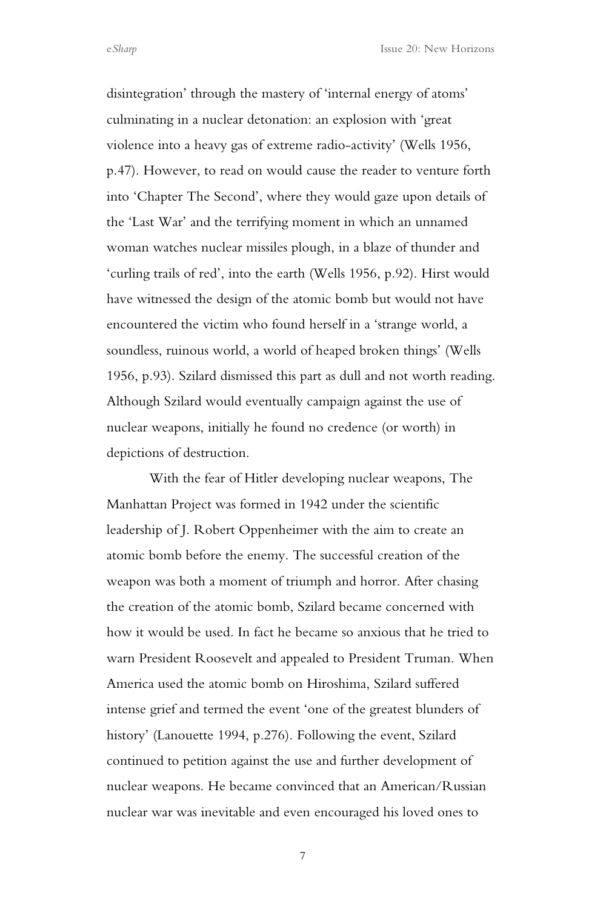disintegration' through the mastery of 'internal energy of atoms' culminating in a nuclear detonation: an explosion with 'great violence into a heavy gas of extreme radio-activity' (Wells 1956, p.47). However, to read on would cause the reader to venture forth into 'Chapter The Second', where they would gaze upon details of the 'Last War' and the terrifying moment in which an unnamed woman watches nuclear missiles plough, in a blaze of thunder and 'curling trails of red', into the earth (Wells 1956, p.92). Hirst would have witnessed the design of the atomic bomb but would not have encountered the victim who found herself in a 'strange world, a soundless, ruinous world, a world of heaped broken things' (Wells 1956, p.93). Szilard dismissed this part as dull and not worth reading. Although Szilard would eventually campaign against the use of nuclear weapons, initially he found no credence (or worth) in depictions of destruction.

With the fear of Hitler developing nuclear weapons, The Manhattan Project was formed in 1942 under the scientific leadership of J. Robert Oppenheimer with the aim to create an atomic bomb before the enemy. The successful creation of the weapon was both a moment of triumph and horror. After chasing the creation of the atomic bomb, Szilard became concerned with how it would be used. In fact he became so anxious that he tried to warn President Roosevelt and appealed to President Truman. When America used the atomic bomb on Hiroshima, Szilard suffered intense grief and termed the event 'one of the greatest blunders of history' (Lanouette 1994, p.276). Following the event, Szilard continued to petition against the use and further development of nuclear weapons. He became convinced that an American/Russian nuclear war was inevitable and even encouraged his loved ones to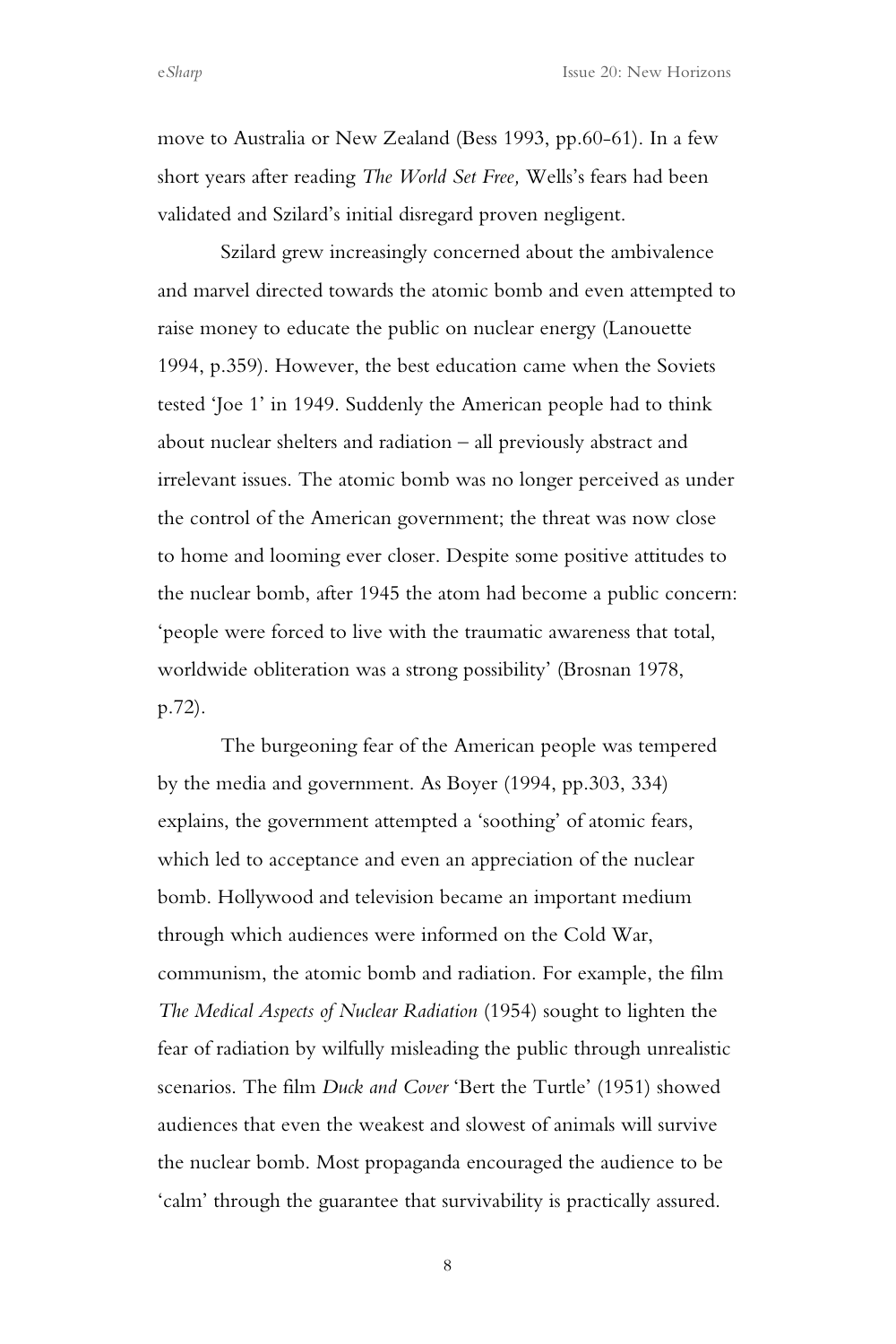move to Australia or New Zealand (Bess 1993, pp.60-61). In a few short years after reading *The World Set Free,* Wells's fears had been validated and Szilard's initial disregard proven negligent.

Szilard grew increasingly concerned about the ambivalence and marvel directed towards the atomic bomb and even attempted to raise money to educate the public on nuclear energy (Lanouette 1994, p.359). However, the best education came when the Soviets tested 'Joe 1' in 1949. Suddenly the American people had to think about nuclear shelters and radiation – all previously abstract and irrelevant issues. The atomic bomb was no longer perceived as under the control of the American government; the threat was now close to home and looming ever closer. Despite some positive attitudes to the nuclear bomb, after 1945 the atom had become a public concern: 'people were forced to live with the traumatic awareness that total, worldwide obliteration was a strong possibility' (Brosnan 1978, p.72).

The burgeoning fear of the American people was tempered by the media and government. As Boyer (1994, pp.303, 334) explains, the government attempted a 'soothing' of atomic fears, which led to acceptance and even an appreciation of the nuclear bomb. Hollywood and television became an important medium through which audiences were informed on the Cold War, communism, the atomic bomb and radiation. For example, the film *The Medical Aspects of Nuclear Radiation* (1954) sought to lighten the fear of radiation by wilfully misleading the public through unrealistic scenarios. The film *Duck and Cover* 'Bert the Turtle' (1951) showed audiences that even the weakest and slowest of animals will survive the nuclear bomb. Most propaganda encouraged the audience to be 'calm' through the guarantee that survivability is practically assured.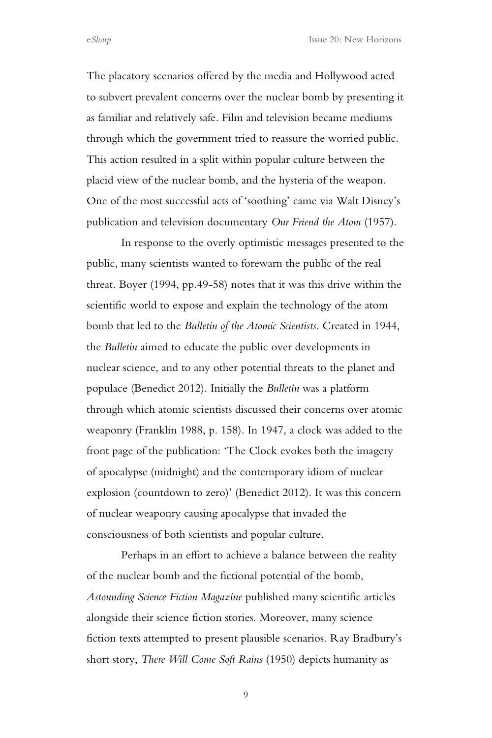The placatory scenarios offered by the media and Hollywood acted to subvert prevalent concerns over the nuclear bomb by presenting it as familiar and relatively safe. Film and television became mediums through which the government tried to reassure the worried public. This action resulted in a split within popular culture between the placid view of the nuclear bomb, and the hysteria of the weapon. One of the most successful acts of 'soothing' came via Walt Disney's publication and television documentary *Our Friend the Atom* (1957).

In response to the overly optimistic messages presented to the public, many scientists wanted to forewarn the public of the real threat. Boyer (1994, pp.49-58) notes that it was this drive within the scientific world to expose and explain the technology of the atom bomb that led to the *Bulletin of the Atomic Scientists*. Created in 1944, the *Bulletin* aimed to educate the public over developments in nuclear science, and to any other potential threats to the planet and populace (Benedict 2012). Initially the *Bulletin* was a platform through which atomic scientists discussed their concerns over atomic weaponry (Franklin 1988, p. 158). In 1947, a clock was added to the front page of the publication: 'The Clock evokes both the imagery of apocalypse (midnight) and the contemporary idiom of nuclear explosion (countdown to zero)' (Benedict 2012). It was this concern of nuclear weaponry causing apocalypse that invaded the consciousness of both scientists and popular culture.

Perhaps in an effort to achieve a balance between the reality of the nuclear bomb and the fictional potential of the bomb, *Astounding Science Fiction Magazine* published many scientific articles alongside their science fiction stories. Moreover, many science fiction texts attempted to present plausible scenarios. Ray Bradbury's short story, *There Will Come Soft Rains* (1950) depicts humanity as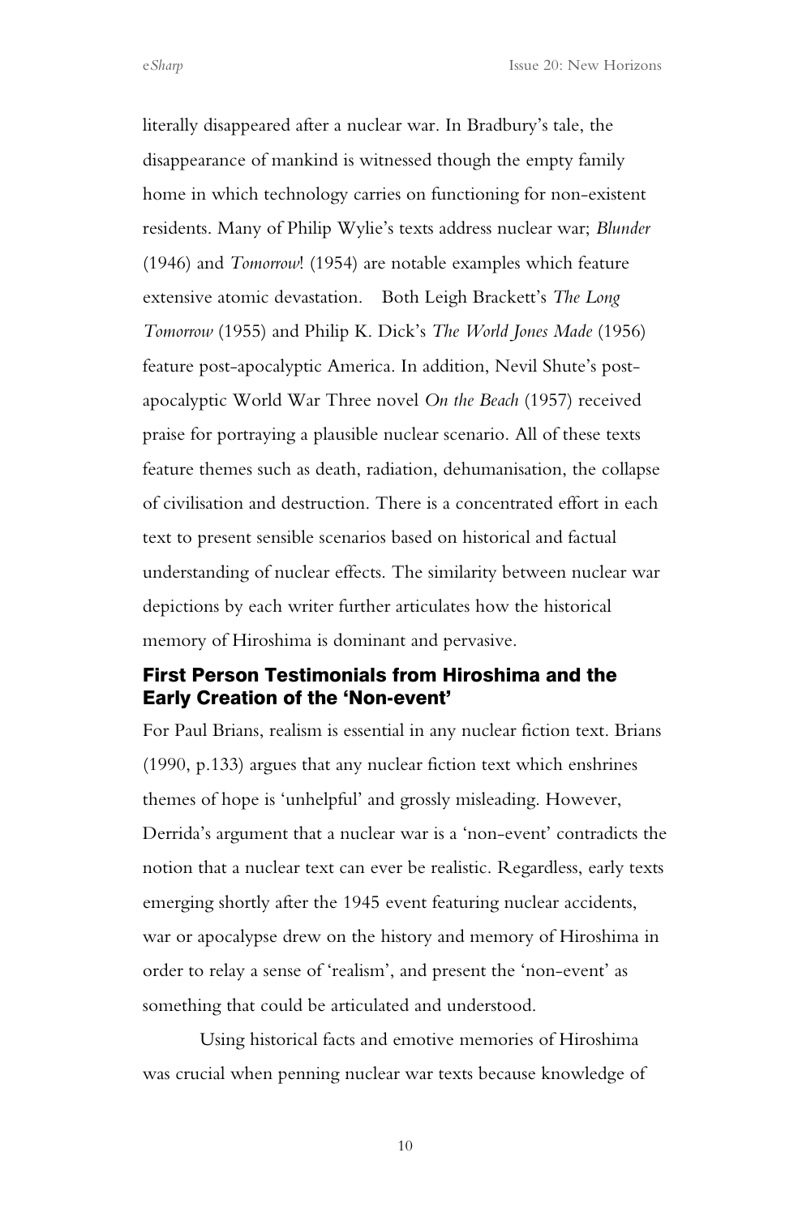literally disappeared after a nuclear war. In Bradbury's tale, the disappearance of mankind is witnessed though the empty family home in which technology carries on functioning for non-existent residents. Many of Philip Wylie's texts address nuclear war; *Blunder* (1946) and *Tomorrow*! (1954) are notable examples which feature extensive atomic devastation. Both Leigh Brackett's *The Long Tomorrow* (1955) and Philip K. Dick's *The World Jones Made* (1956) feature post-apocalyptic America. In addition, Nevil Shute's post-apocalyptic World War Three novel *On the Beach* (1957) received praise for portraying a plausible nuclear scenario. All of these texts feature themes such as death, radiation, dehumanisation, the collapse of civilisation and destruction. There is a concentrated effort in each text to present sensible scenarios based on historical and factual understanding of nuclear effects. The similarity between nuclear war depictions by each writer further articulates how the historical memory of Hiroshima is dominant and pervasive.

## First Person Testimonials from Hiroshima and the Early Creation of the 'Non-event'

For Paul Brians, realism is essential in any nuclear fiction text. Brians (1990, p.133) argues that any nuclear fiction text which enshrines themes of hope is 'unhelpful' and grossly misleading. However, Derrida's argument that a nuclear war is a 'non-event' contradicts the notion that a nuclear text can ever be realistic. Regardless, early texts emerging shortly after the 1945 event featuring nuclear accidents, war or apocalypse drew on the history and memory of Hiroshima in order to relay a sense of 'realism', and present the 'non-event' as something that could be articulated and understood.

Using historical facts and emotive memories of Hiroshima was crucial when penning nuclear war texts because knowledge of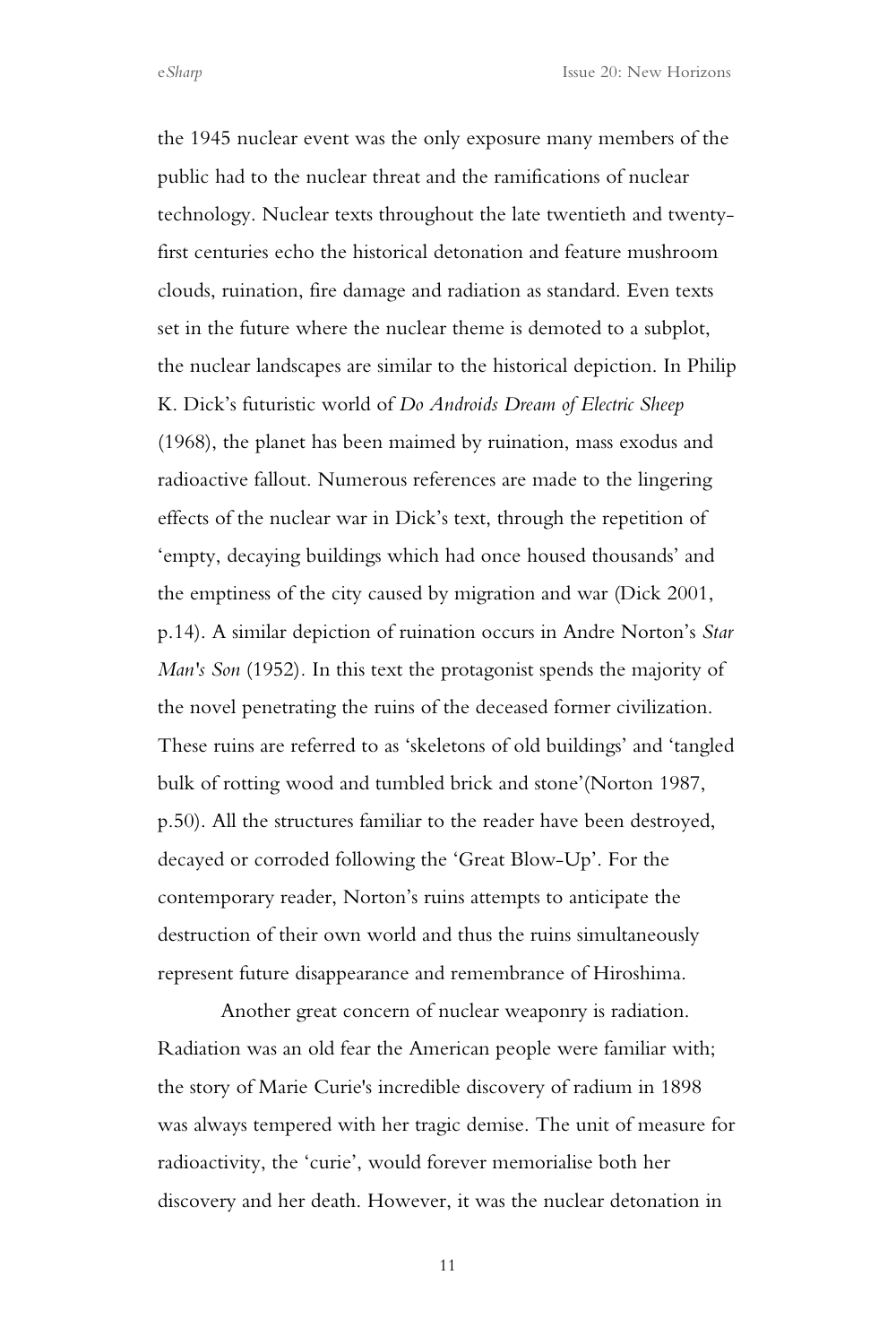the 1945 nuclear event was the only exposure many members of the public had to the nuclear threat and the ramifications of nuclear technology. Nuclear texts throughout the late twentieth and twenty-first centuries echo the historical detonation and feature mushroom clouds, ruination, fire damage and radiation as standard. Even texts set in the future where the nuclear theme is demoted to a subplot, the nuclear landscapes are similar to the historical depiction. In Philip K. Dick's futuristic world of *Do Androids Dream of Electric Sheep* (1968), the planet has been maimed by ruination, mass exodus and radioactive fallout. Numerous references are made to the lingering effects of the nuclear war in Dick's text, through the repetition of 'empty, decaying buildings which had once housed thousands' and the emptiness of the city caused by migration and war (Dick 2001, p.14). A similar depiction of ruination occurs in Andre Norton's *Star Man's Son* (1952). In this text the protagonist spends the majority of the novel penetrating the ruins of the deceased former civilization. These ruins are referred to as 'skeletons of old buildings' and 'tangled bulk of rotting wood and tumbled brick and stone'(Norton 1987, p.50). All the structures familiar to the reader have been destroyed, decayed or corroded following the 'Great Blow-Up'. For the contemporary reader, Norton's ruins attempts to anticipate the destruction of their own world and thus the ruins simultaneously represent future disappearance and remembrance of Hiroshima.

Another great concern of nuclear weaponry is radiation. Radiation was an old fear the American people were familiar with; the story of Marie Curie's incredible discovery of radium in 1898 was always tempered with her tragic demise. The unit of measure for radioactivity, the 'curie', would forever memorialise both her discovery and her death. However, it was the nuclear detonation in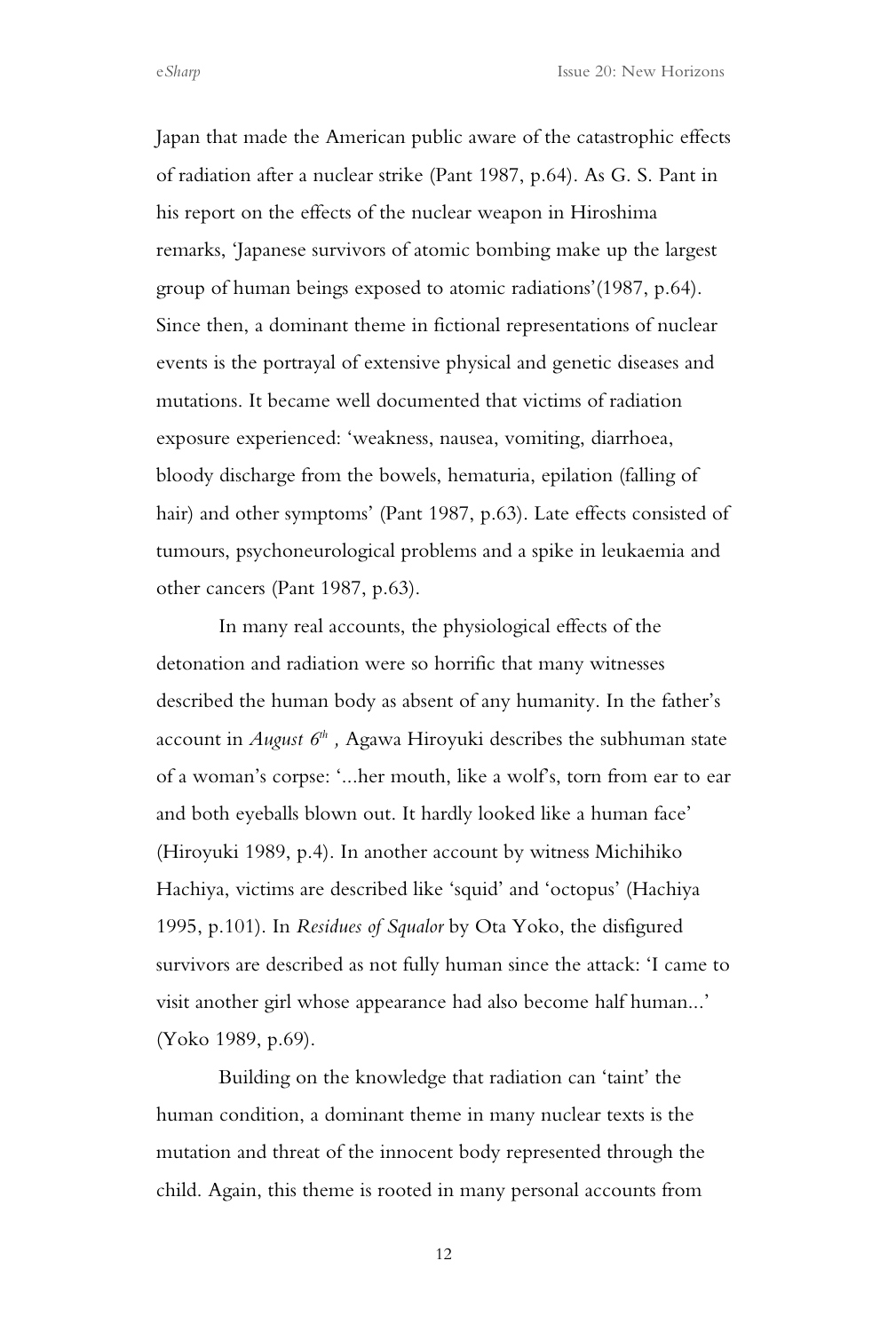Japan that made the American public aware of the catastrophic effects of radiation after a nuclear strike (Pant 1987, p.64). As G. S. Pant in his report on the effects of the nuclear weapon in Hiroshima remarks, 'Japanese survivors of atomic bombing make up the largest group of human beings exposed to atomic radiations'(1987, p.64). Since then, a dominant theme in fictional representations of nuclear events is the portrayal of extensive physical and genetic diseases and mutations. It became well documented that victims of radiation exposure experienced: 'weakness, nausea, vomiting, diarrhoea, bloody discharge from the bowels, hematuria, epilation (falling of hair) and other symptoms' (Pant 1987, p.63). Late effects consisted of tumours, psychoneurological problems and a spike in leukaemia and other cancers (Pant 1987, p.63).

In many real accounts, the physiological effects of the detonation and radiation were so horrific that many witnesses described the human body as absent of any humanity. In the father's account in *August 6th* , Agawa Hiroyuki describes the subhuman state of a woman's corpse: '...her mouth, like a wolf's, torn from ear to ear and both eyeballs blown out. It hardly looked like a human face' (Hiroyuki 1989, p.4). In another account by witness Michihiko Hachiya, victims are described like 'squid' and 'octopus' (Hachiya 1995, p.101). In *Residues of Squalor* by Ota Yoko, the disfigured survivors are described as not fully human since the attack: 'I came to visit another girl whose appearance had also become half human...' (Yoko 1989, p.69).

Building on the knowledge that radiation can 'taint' the human condition, a dominant theme in many nuclear texts is the mutation and threat of the innocent body represented through the child. Again, this theme is rooted in many personal accounts from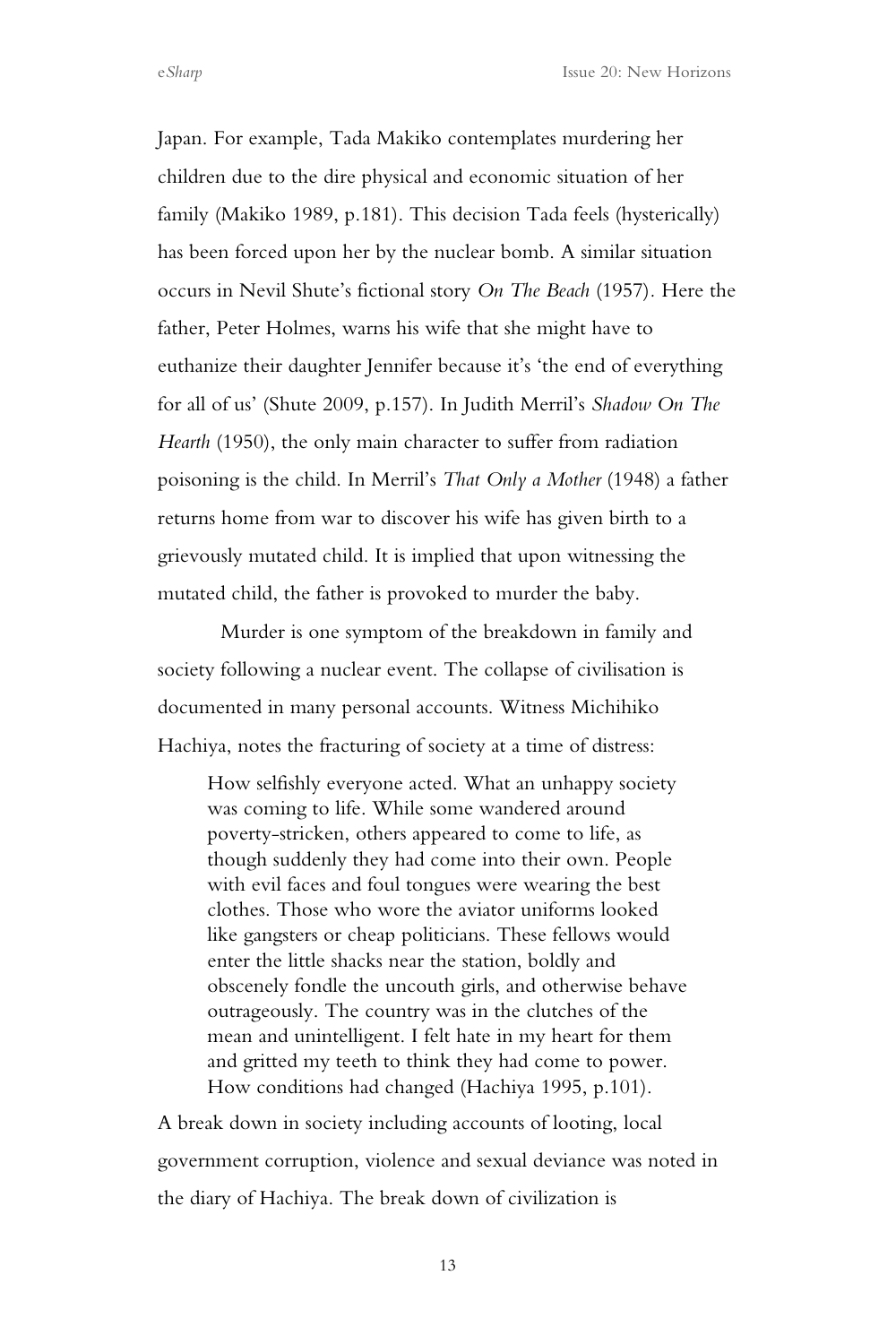Japan. For example, Tada Makiko contemplates murdering her children due to the dire physical and economic situation of her family (Makiko 1989, p.181). This decision Tada feels (hysterically) has been forced upon her by the nuclear bomb. A similar situation occurs in Nevil Shute's fictional story *On The Beach* (1957). Here the father, Peter Holmes, warns his wife that she might have to euthanize their daughter Jennifer because it's 'the end of everything for all of us' (Shute 2009, p.157). In Judith Merril's *Shadow On The Hearth* (1950), the only main character to suffer from radiation poisoning is the child. In Merril's *That Only a Mother* (1948) a father returns home from war to discover his wife has given birth to a grievously mutated child. It is implied that upon witnessing the mutated child, the father is provoked to murder the baby.

Murder is one symptom of the breakdown in family and society following a nuclear event. The collapse of civilisation is documented in many personal accounts. Witness Michihiko Hachiya, notes the fracturing of society at a time of distress:

> How selfishly everyone acted. What an unhappy society was coming to life. While some wandered around poverty-stricken, others appeared to come to life, as though suddenly they had come into their own. People with evil faces and foul tongues were wearing the best clothes. Those who wore the aviator uniforms looked like gangsters or cheap politicians. These fellows would enter the little shacks near the station, boldly and obscenely fondle the uncouth girls, and otherwise behave outrageously. The country was in the clutches of the mean and unintelligent. I felt hate in my heart for them and gritted my teeth to think they had come to power. How conditions had changed (Hachiya 1995, p.101).

A break down in society including accounts of looting, local government corruption, violence and sexual deviance was noted in the diary of Hachiya. The break down of civilization is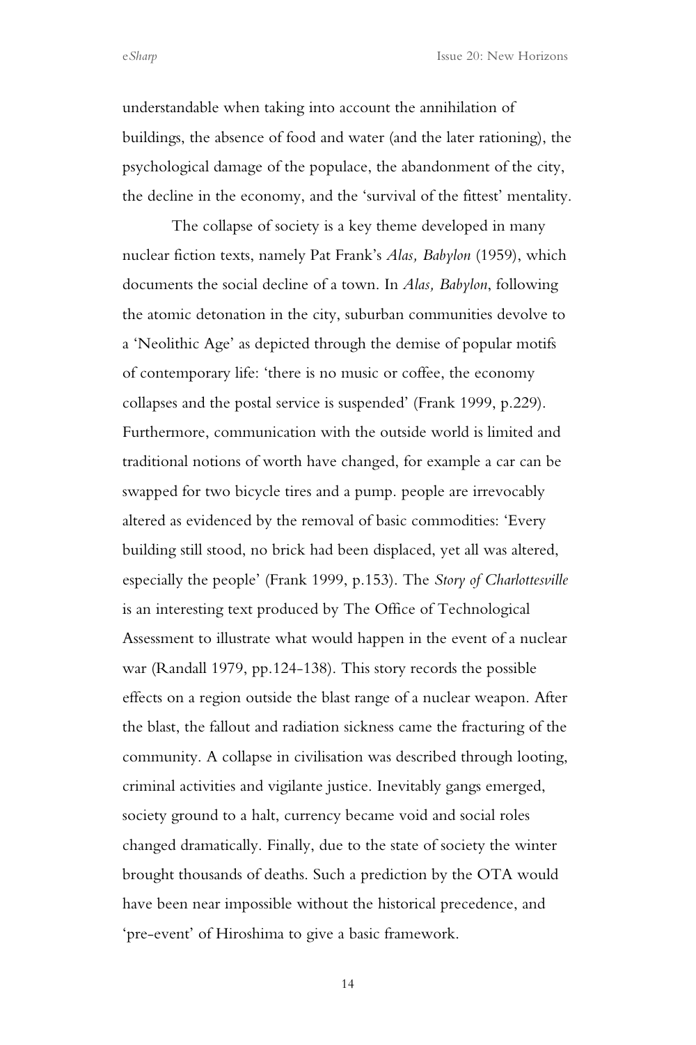understandable when taking into account the annihilation of buildings, the absence of food and water (and the later rationing), the psychological damage of the populace, the abandonment of the city, the decline in the economy, and the 'survival of the fittest' mentality.

The collapse of society is a key theme developed in many nuclear fiction texts, namely Pat Frank's *Alas, Babylon* (1959), which documents the social decline of a town. In *Alas, Babylon*, following the atomic detonation in the city, suburban communities devolve to a 'Neolithic Age' as depicted through the demise of popular motifs of contemporary life: 'there is no music or coffee, the economy collapses and the postal service is suspended' (Frank 1999, p.229). Furthermore, communication with the outside world is limited and traditional notions of worth have changed, for example a car can be swapped for two bicycle tires and a pump. people are irrevocably altered as evidenced by the removal of basic commodities: 'Every building still stood, no brick had been displaced, yet all was altered, especially the people' (Frank 1999, p.153). The *Story of Charlottesville* is an interesting text produced by The Office of Technological Assessment to illustrate what would happen in the event of a nuclear war (Randall 1979, pp.124-138). This story records the possible effects on a region outside the blast range of a nuclear weapon. After the blast, the fallout and radiation sickness came the fracturing of the community. A collapse in civilisation was described through looting, criminal activities and vigilante justice. Inevitably gangs emerged, society ground to a halt, currency became void and social roles changed dramatically. Finally, due to the state of society the winter brought thousands of deaths. Such a prediction by the OTA would have been near impossible without the historical precedence, and 'pre-event' of Hiroshima to give a basic framework.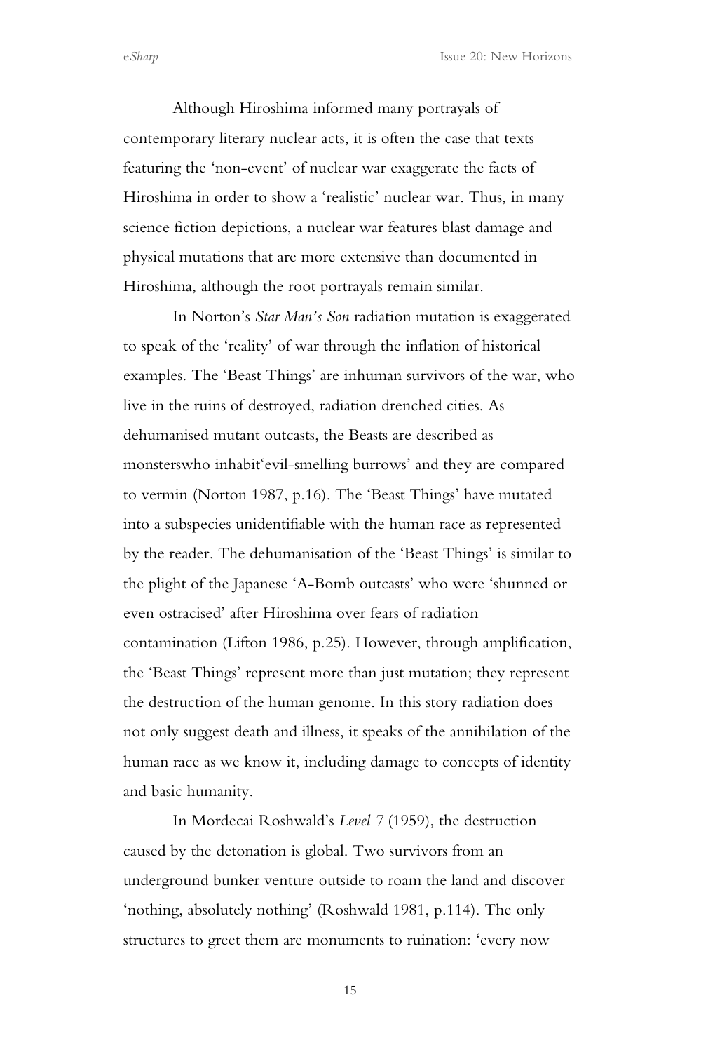Although Hiroshima informed many portrayals of contemporary literary nuclear acts, it is often the case that texts featuring the 'non-event' of nuclear war exaggerate the facts of Hiroshima in order to show a 'realistic' nuclear war. Thus, in many science fiction depictions, a nuclear war features blast damage and physical mutations that are more extensive than documented in Hiroshima, although the root portrayals remain similar.

In Norton's *Star Man's Son* radiation mutation is exaggerated to speak of the 'reality' of war through the inflation of historical examples. The 'Beast Things' are inhuman survivors of the war, who live in the ruins of destroyed, radiation drenched cities. As dehumanised mutant outcasts, the Beasts are described as monsterswho inhabit'evil-smelling burrows' and they are compared to vermin (Norton 1987, p.16). The 'Beast Things' have mutated into a subspecies unidentifiable with the human race as represented by the reader. The dehumanisation of the 'Beast Things' is similar to the plight of the Japanese 'A-Bomb outcasts' who were 'shunned or even ostracised' after Hiroshima over fears of radiation contamination (Lifton 1986, p.25). However, through amplification, the 'Beast Things' represent more than just mutation; they represent the destruction of the human genome. In this story radiation does not only suggest death and illness, it speaks of the annihilation of the human race as we know it, including damage to concepts of identity and basic humanity.

In Mordecai Roshwald's *Level 7* (1959), the destruction caused by the detonation is global. Two survivors from an underground bunker venture outside to roam the land and discover 'nothing, absolutely nothing' (Roshwald 1981, p.114). The only structures to greet them are monuments to ruination: 'every now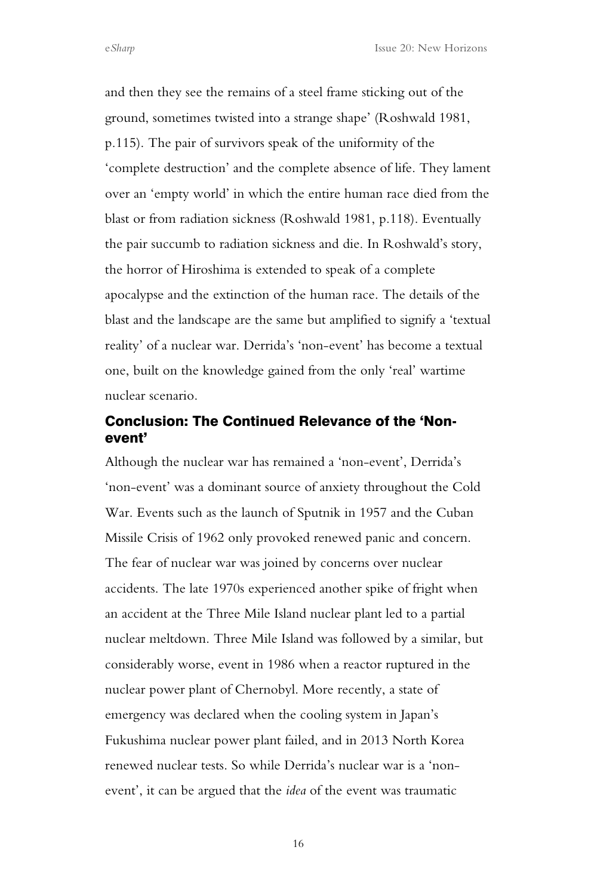and then they see the remains of a steel frame sticking out of the ground, sometimes twisted into a strange shape' (Roshwald 1981, p.115). The pair of survivors speak of the uniformity of the 'complete destruction' and the complete absence of life. They lament over an 'empty world' in which the entire human race died from the blast or from radiation sickness (Roshwald 1981, p.118). Eventually the pair succumb to radiation sickness and die. In Roshwald's story, the horror of Hiroshima is extended to speak of a complete apocalypse and the extinction of the human race. The details of the blast and the landscape are the same but amplified to signify a 'textual reality' of a nuclear war. Derrida's 'non-event' has become a textual one, built on the knowledge gained from the only 'real' wartime nuclear scenario.

## Conclusion: The Continued Relevance of the 'Non-event'

Although the nuclear war has remained a 'non-event', Derrida's 'non-event' was a dominant source of anxiety throughout the Cold War. Events such as the launch of Sputnik in 1957 and the Cuban Missile Crisis of 1962 only provoked renewed panic and concern. The fear of nuclear war was joined by concerns over nuclear accidents. The late 1970s experienced another spike of fright when an accident at the Three Mile Island nuclear plant led to a partial nuclear meltdown. Three Mile Island was followed by a similar, but considerably worse, event in 1986 when a reactor ruptured in the nuclear power plant of Chernobyl. More recently, a state of emergency was declared when the cooling system in Japan's Fukushima nuclear power plant failed, and in 2013 North Korea renewed nuclear tests. So while Derrida's nuclear war is a 'non-event', it can be argued that the *idea* of the event was traumatic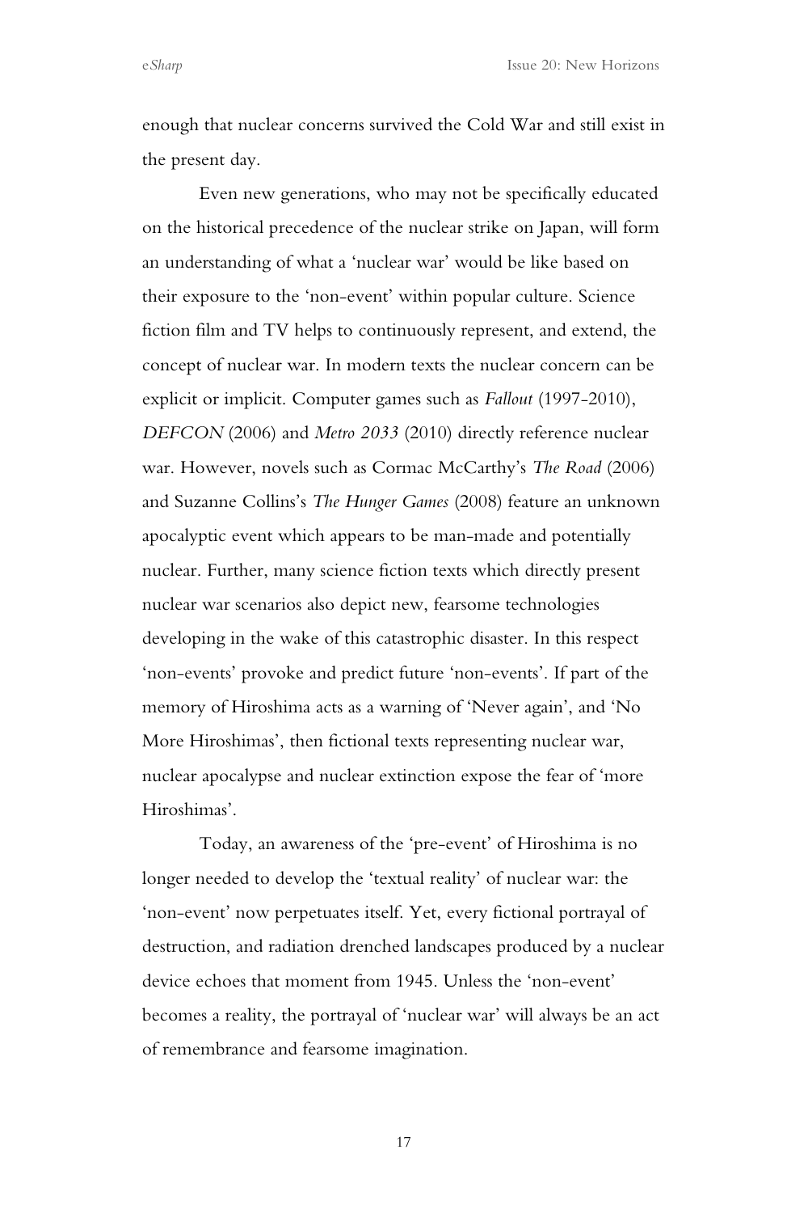enough that nuclear concerns survived the Cold War and still exist in the present day.

Even new generations, who may not be specifically educated on the historical precedence of the nuclear strike on Japan, will form an understanding of what a 'nuclear war' would be like based on their exposure to the 'non-event' within popular culture. Science fiction film and TV helps to continuously represent, and extend, the concept of nuclear war. In modern texts the nuclear concern can be explicit or implicit. Computer games such as *Fallout* (1997-2010), *DEFCON* (2006) and *Metro 2033* (2010) directly reference nuclear war. However, novels such as Cormac McCarthy's *The Road* (2006) and Suzanne Collins's *The Hunger Games* (2008) feature an unknown apocalyptic event which appears to be man-made and potentially nuclear. Further, many science fiction texts which directly present nuclear war scenarios also depict new, fearsome technologies developing in the wake of this catastrophic disaster. In this respect 'non-events' provoke and predict future 'non-events'. If part of the memory of Hiroshima acts as a warning of 'Never again', and 'No More Hiroshimas', then fictional texts representing nuclear war, nuclear apocalypse and nuclear extinction expose the fear of 'more Hiroshimas'.

Today, an awareness of the 'pre-event' of Hiroshima is no longer needed to develop the 'textual reality' of nuclear war: the 'non-event' now perpetuates itself. Yet, every fictional portrayal of destruction, and radiation drenched landscapes produced by a nuclear device echoes that moment from 1945. Unless the 'non-event' becomes a reality, the portrayal of 'nuclear war' will always be an act of remembrance and fearsome imagination.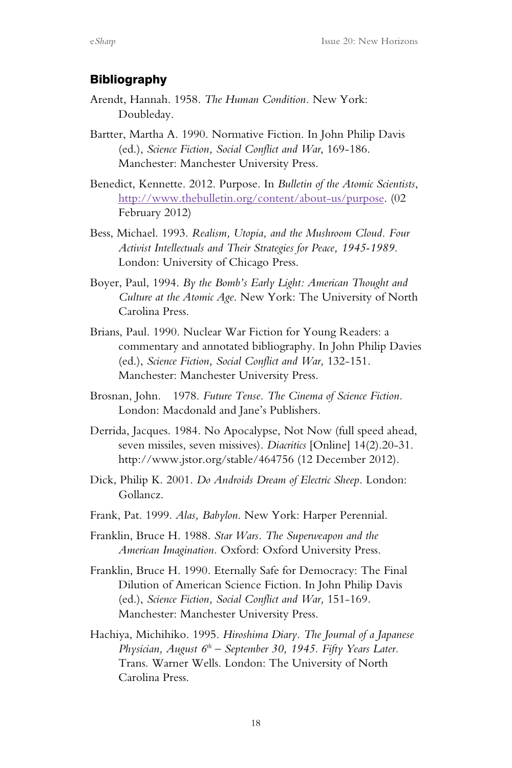## Bibliography

Arendt, Hannah. 1958. *The Human Condition*. New York: Doubleday.

Bartter, Martha A. 1990. Normative Fiction. In John Philip Davis (ed.), *Science Fiction, Social Conflict and War*, 169-186. Manchester: Manchester University Press.

Benedict, Kennette. 2012. Purpose. In *Bulletin of the Atomic Scientists*, http://www.thebulletin.org/content/about-us/purpose. (02 February 2012)

Bess, Michael. 1993. *Realism, Utopia, and the Mushroom Cloud. Four Activist Intellectuals and Their Strategies for Peace, 1945-1989*. London: University of Chicago Press.

Boyer, Paul, 1994. *By the Bomb's Early Light: American Thought and Culture at the Atomic Age*. New York: The University of North Carolina Press.

Brians, Paul. 1990. Nuclear War Fiction for Young Readers: a commentary and annotated bibliography. In John Philip Davies (ed.), *Science Fiction, Social Conflict and War,* 132-151. Manchester: Manchester University Press.

Brosnan, John. 1978. *Future Tense. The Cinema of Science Fiction*. London: Macdonald and Jane's Publishers.

Derrida, Jacques. 1984. No Apocalypse, Not Now (full speed ahead, seven missiles, seven missives). *Diacritics* [Online] 14(2).20-31. http://www.jstor.org/stable/464756 (12 December 2012).

Dick, Philip K. 2001. *Do Androids Dream of Electric Sheep*. London: Gollancz.

Frank, Pat. 1999. *Alas, Babylon*. New York: Harper Perennial.

Franklin, Bruce H. 1988. *Star Wars. The Superweapon and the American Imagination*. Oxford: Oxford University Press.

Franklin, Bruce H. 1990. Eternally Safe for Democracy: The Final Dilution of American Science Fiction. In John Philip Davis (ed.), *Science Fiction, Social Conflict and War,* 151-169. Manchester: Manchester University Press.

Hachiya, Michihiko. 1995. *Hiroshima Diary. The Journal of a Japanese Physician, August 6th – September 30, 1945. Fifty Years Later*. Trans. Warner Wells. London: The University of North Carolina Press.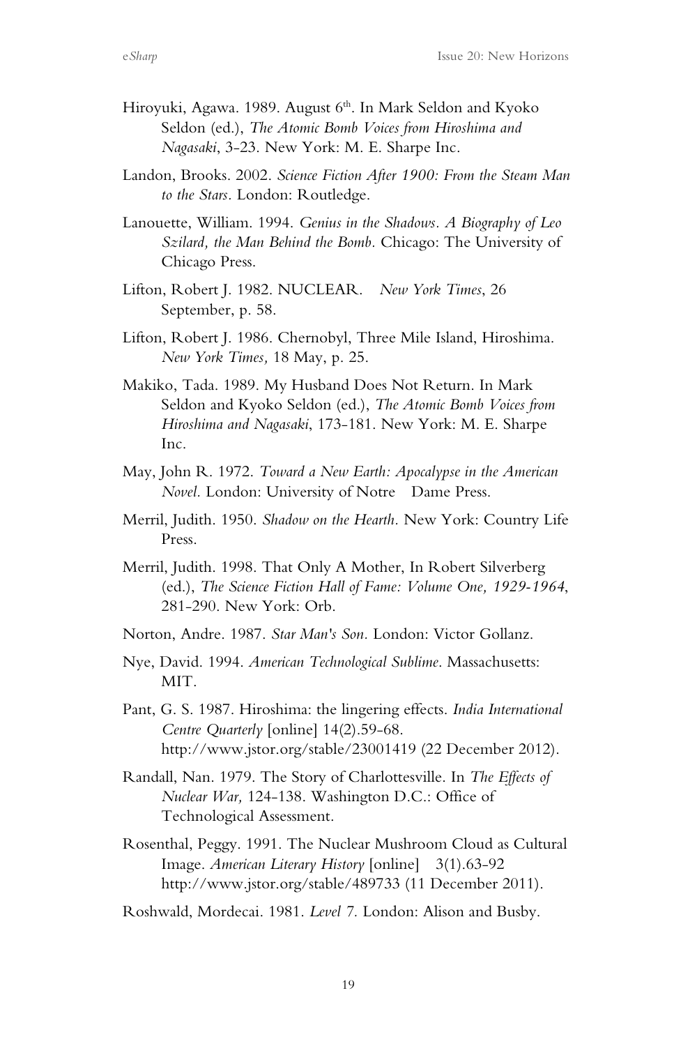Hiroyuki, Agawa. 1989. August 6th. In Mark Seldon and Kyoko Seldon (ed.), *The Atomic Bomb Voices from Hiroshima and Nagasaki*, 3-23. New York: M. E. Sharpe Inc.

Landon, Brooks. 2002. *Science Fiction After 1900: From the Steam Man to the Stars.* London: Routledge.

Lanouette, William. 1994. *Genius in the Shadows. A Biography of Leo Szilard, the Man Behind the Bomb.* Chicago: The University of Chicago Press.

Lifton, Robert J. 1982. NUCLEAR. *New York Times*, 26 September, p. 58.

Lifton, Robert J. 1986. Chernobyl, Three Mile Island, Hiroshima. *New York Times,* 18 May, p. 25.

Makiko, Tada. 1989. My Husband Does Not Return. In Mark Seldon and Kyoko Seldon (ed.), *The Atomic Bomb Voices from Hiroshima and Nagasaki*, 173-181. New York: M. E. Sharpe Inc.

May, John R. 1972. *Toward a New Earth: Apocalypse in the American Novel.* London: University of Notre Dame Press.

Merril, Judith. 1950. *Shadow on the Hearth.* New York: Country Life Press.

Merril, Judith. 1998. That Only A Mother, In Robert Silverberg (ed.), *The Science Fiction Hall of Fame: Volume One, 1929-1964*, 281-290. New York: Orb.

Norton, Andre. 1987. *Star Man's Son.* London: Victor Gollanz.

Nye, David. 1994. *American Technological Sublime*. Massachusetts: MIT.

Pant, G. S. 1987. Hiroshima: the lingering effects. *India International Centre Quarterly* [online] 14(2).59-68. http://www.jstor.org/stable/23001419 (22 December 2012).

Randall, Nan. 1979. The Story of Charlottesville. In *The Effects of Nuclear War,* 124-138. Washington D.C.: Office of Technological Assessment.

Rosenthal, Peggy. 1991. The Nuclear Mushroom Cloud as Cultural Image. *American Literary History* [online] 3(1).63-92 http://www.jstor.org/stable/489733 (11 December 2011).

Roshwald, Mordecai. 1981. *Level 7.* London: Alison and Busby.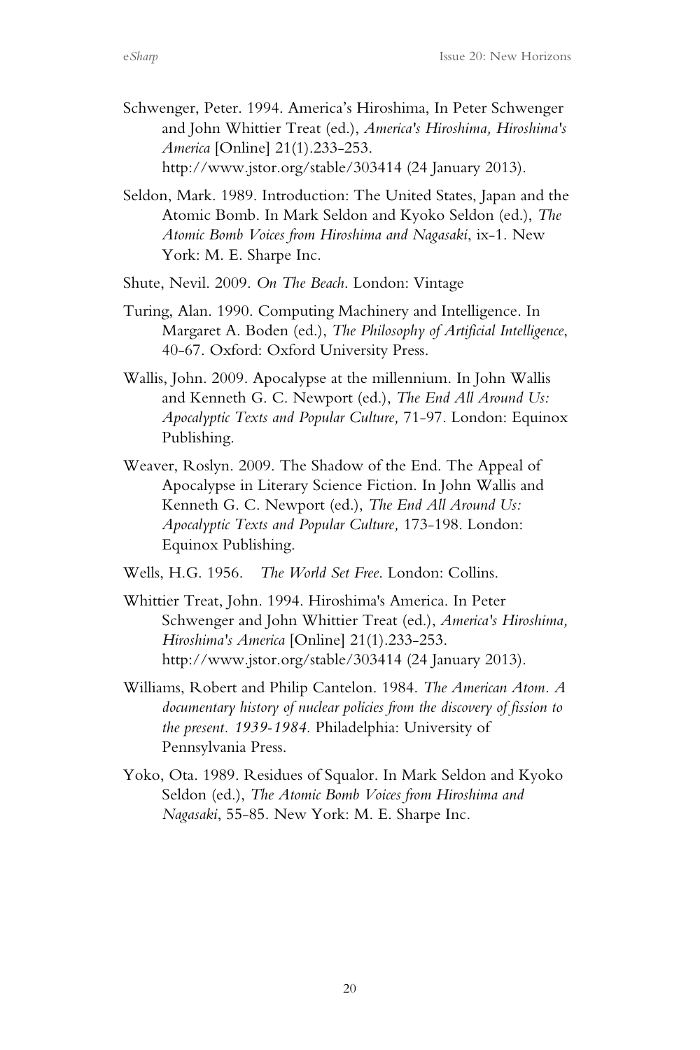Schwenger, Peter. 1994. America's Hiroshima, In Peter Schwenger and John Whittier Treat (ed.), *America's Hiroshima, Hiroshima's America* [Online] 21(1).233-253. http://www.jstor.org/stable/303414 (24 January 2013).

Seldon, Mark. 1989. Introduction: The United States, Japan and the Atomic Bomb. In Mark Seldon and Kyoko Seldon (ed.), *The Atomic Bomb Voices from Hiroshima and Nagasaki*, ix-1. New York: M. E. Sharpe Inc.

Shute, Nevil. 2009. *On The Beach*. London: Vintage

Turing, Alan. 1990. Computing Machinery and Intelligence. In Margaret A. Boden (ed.), *The Philosophy of Artificial Intelligence*, 40-67. Oxford: Oxford University Press.

Wallis, John. 2009. Apocalypse at the millennium. In John Wallis and Kenneth G. C. Newport (ed.), *The End All Around Us: Apocalyptic Texts and Popular Culture,* 71-97. London: Equinox Publishing.

Weaver, Roslyn. 2009. The Shadow of the End. The Appeal of Apocalypse in Literary Science Fiction. In John Wallis and Kenneth G. C. Newport (ed.), *The End All Around Us: Apocalyptic Texts and Popular Culture,* 173-198. London: Equinox Publishing.

Wells, H.G. 1956. *The World Set Free*. London: Collins.

Whittier Treat, John. 1994. Hiroshima's America. In Peter Schwenger and John Whittier Treat (ed.), *America's Hiroshima, Hiroshima's America* [Online] 21(1).233-253. http://www.jstor.org/stable/303414 (24 January 2013).

Williams, Robert and Philip Cantelon. 1984. *The American Atom. A documentary history of nuclear policies from the discovery of fission to the present. 1939-1984.* Philadelphia: University of Pennsylvania Press.

Yoko, Ota. 1989. Residues of Squalor. In Mark Seldon and Kyoko Seldon (ed.), *The Atomic Bomb Voices from Hiroshima and Nagasaki*, 55-85. New York: M. E. Sharpe Inc.